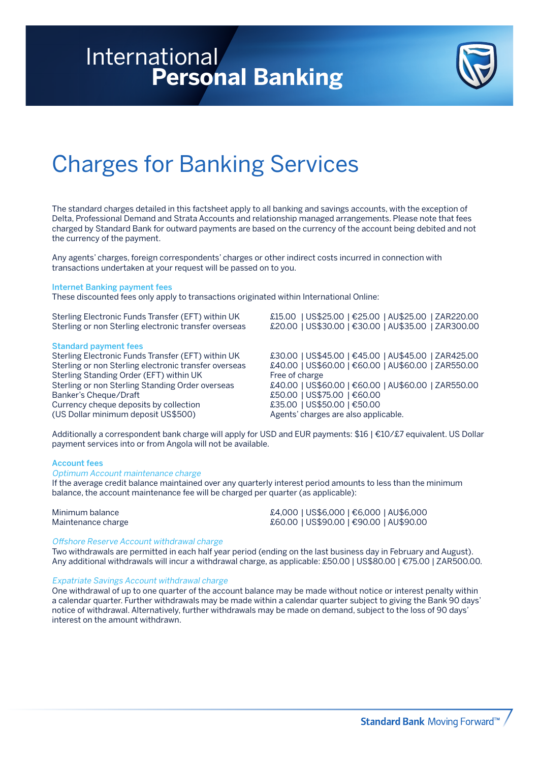# International Personal Banking

# Charges for Banking Services

The standard charges detailed in this factsheet apply to all banking and savings accounts, with the exception of Delta, Professional Demand and Strata Accounts and relationship managed arrangements. Please note that fees charged by Standard Bank for outward payments are based on the currency of the account being debited and not the currency of the payment.

Any agents' charges, foreign correspondents' charges or other indirect costs incurred in connection with transactions undertaken at your request will be passed on to you.

### Internet Banking payment fees

These discounted fees only apply to transactions originated within International Online:

| | |
|---|---|
| Sterling Electronic Funds Transfer (EFT) within UK | £15.00 \| US$25.00 \| €25.00 \| AU$25.00 \| ZAR220.00 |
| Sterling or non Sterling electronic transfer overseas | £20.00 \| US$30.00 \| €30.00 \| AU$35.00 \| ZAR300.00 |

### Standard payment fees

| | |
|---|---|
| Sterling Electronic Funds Transfer (EFT) within UK | £30.00 \| US$45.00 \| €45.00 \| AU$45.00 \| ZAR425.00 |
| Sterling or non Sterling electronic transfer overseas | £40.00 \| US$60.00 \| €60.00 \| AU$60.00 \| ZAR550.00 |
| Sterling Standing Order (EFT) within UK | Free of charge |
| Sterling or non Sterling Standing Order overseas | £40.00 \| US$60.00 \| €60.00 \| AU$60.00 \| ZAR550.00 |
| Banker's Cheque/Draft | £50.00 \| US$75.00 \| €60.00 |
| Currency cheque deposits by collection | £35.00 \| US$50.00 \| €50.00 |
| (US Dollar minimum deposit US$500) | Agents' charges are also applicable. |

Additionally a correspondent bank charge will apply for USD and EUR payments: $16 | €10/£7 equivalent. US Dollar payment services into or from Angola will not be available.

### Account fees

*Optimum Account maintenance charge*

If the average credit balance maintained over any quarterly interest period amounts to less than the minimum balance, the account maintenance fee will be charged per quarter (as applicable):

| | |
|---|---|
| Minimum balance | £4,000 \| US$6,000 \| €6,000 \| AU$6,000 |
| Maintenance charge | £60.00 \| US$90.00 \| €90.00 \| AU$90.00 |

*Offshore Reserve Account withdrawal charge*

Two withdrawals are permitted in each half year period (ending on the last business day in February and August). Any additional withdrawals will incur a withdrawal charge, as applicable: £50.00 | US$80.00 | €75.00 | ZAR500.00.

*Expatriate Savings Account withdrawal charge*

One withdrawal of up to one quarter of the account balance may be made without notice or interest penalty within a calendar quarter. Further withdrawals may be made within a calendar quarter subject to giving the Bank 90 days' notice of withdrawal. Alternatively, further withdrawals may be made on demand, subject to the loss of 90 days' interest on the amount withdrawn.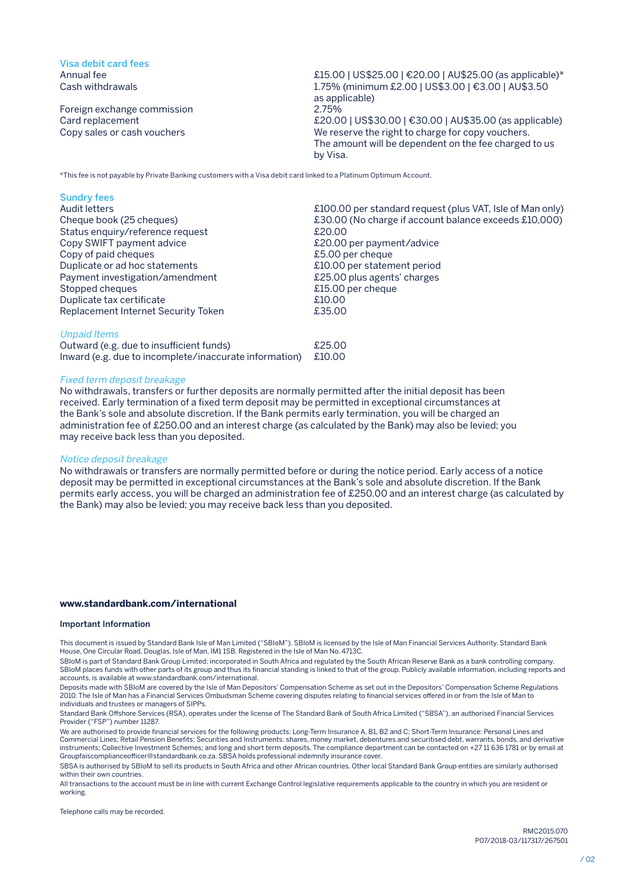## Visa debit card fees

| | |
|---|---|
| Annual fee | £15.00 \| US$25.00 \| €20.00 \| AU$25.00 (as applicable)* |
| Cash withdrawals | 1.75% (minimum £2.00 \| US$3.00 \| €3.00 \| AU$3.50 as applicable) |
| Foreign exchange commission | 2.75% |
| Card replacement | £20.00 \| US$30.00 \| €30.00 \| AU$35.00 (as applicable) |
| Copy sales or cash vouchers | We reserve the right to charge for copy vouchers. The amount will be dependent on the fee charged to us by Visa. |

*This fee is not payable by Private Banking customers with a Visa debit card linked to a Platinum Optimum Account.

## Sundry fees

| | |
|---|---|
| Audit letters | £100.00 per standard request (plus VAT, Isle of Man only) |
| Cheque book (25 cheques) | £30.00 (No charge if account balance exceeds £10,000) |
| Status enquiry/reference request | £20.00 |
| Copy SWIFT payment advice | £20.00 per payment/advice |
| Copy of paid cheques | £5.00 per cheque |
| Duplicate or ad hoc statements | £10.00 per statement period |
| Payment investigation/amendment | £25.00 plus agents' charges |
| Stopped cheques | £15.00 per cheque |
| Duplicate tax certificate | £10.00 |
| Replacement Internet Security Token | £35.00 |

### *Unpaid Items*

| | |
|---|---|
| Outward (e.g. due to insufficient funds) | £25.00 |
| Inward (e.g. due to incomplete/inaccurate information) | £10.00 |

### *Fixed term deposit breakage*

No withdrawals, transfers or further deposits are normally permitted after the initial deposit has been received. Early termination of a fixed term deposit may be permitted in exceptional circumstances at the Bank's sole and absolute discretion. If the Bank permits early termination, you will be charged an administration fee of £250.00 and an interest charge (as calculated by the Bank) may also be levied; you may receive back less than you deposited.

### *Notice deposit breakage*

No withdrawals or transfers are normally permitted before or during the notice period. Early access of a notice deposit may be permitted in exceptional circumstances at the Bank's sole and absolute discretion. If the Bank permits early access, you will be charged an administration fee of £250.00 and an interest charge (as calculated by the Bank) may also be levied; you may receive back less than you deposited.

**www.standardbank.com/international**

#### Important Information

This document is issued by Standard Bank Isle of Man Limited ("SBIoM"). SBIoM is licensed by the Isle of Man Financial Services Authority. Standard Bank House, One Circular Road, Douglas, Isle of Man, IM1 1SB. Registered in the Isle of Man No. 4713C.

SBIoM is part of Standard Bank Group Limited; incorporated in South Africa and regulated by the South African Reserve Bank as a bank controlling company. SBIoM places funds with other parts of its group and thus its financial standing is linked to that of the group. Publicly available information, including reports and accounts, is available at www.standardbank.com/international.

Deposits made with SBIoM are covered by the Isle of Man Depositors' Compensation Scheme as set out in the Depositors' Compensation Scheme Regulations 2010. The Isle of Man has a Financial Services Ombudsman Scheme covering disputes relating to financial services offered in or from the Isle of Man to individuals and trustees or managers of SIPPs.

Standard Bank Offshore Services (RSA), operates under the license of The Standard Bank of South Africa Limited ("SBSA"), an authorised Financial Services Provider ("FSP") number 11287.

We are authorised to provide financial services for the following products: Long-Term Insurance A, B1, B2 and C; Short-Term Insurance: Personal Lines and Commercial Lines; Retail Pension Benefits; Securities and Instruments: shares, money market, debentures and securitised debt, warrants, bonds, and derivative instruments; Collective Investment Schemes; and long and short term deposits. The compliance department can be contacted on +27 11 636 1781 or by email at Groupfaiscomplianceofficer@standardbank.co.za. SBSA holds professional indemnity insurance cover.

SBSA is authorised by SBIoM to sell its products in South Africa and other African countries. Other local Standard Bank Group entities are similarly authorised within their own countries.

All transactions to the account must be in line with current Exchange Control legislative requirements applicable to the country in which you are resident or working.

Telephone calls may be recorded.

RMC2015.070
P07/2018-03/117317/267501